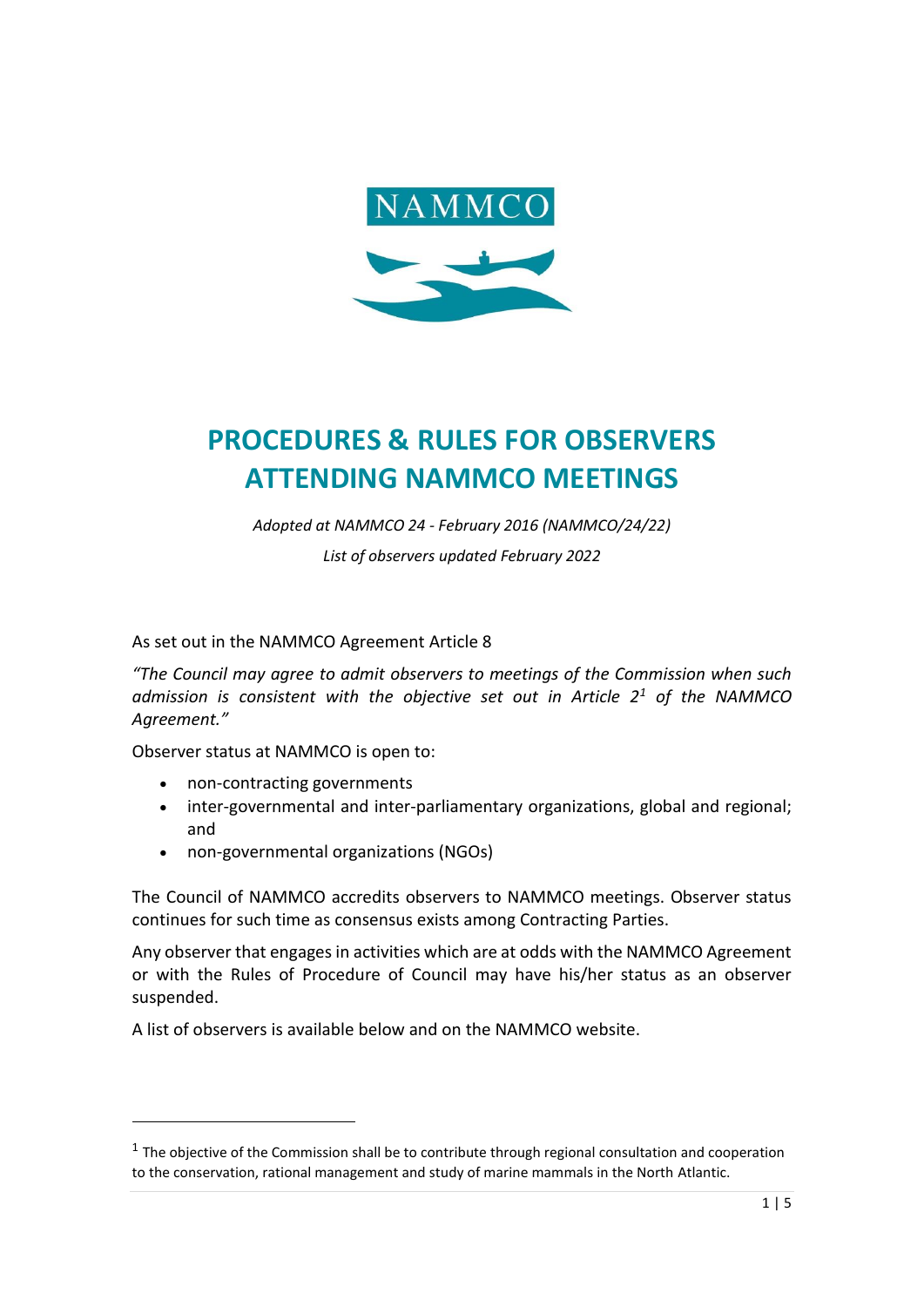NAMMCO

# PROCEDURES & RULES FOR OBSERVERS ATTENDING NAMMCO MEETINGS

*Adopted at NAMMCO 24 - February 2016 (NAMMCO/24/22)*

*List of observers updated February 2022*

As set out in the NAMMCO Agreement Article 8

*"The Council may agree to admit observers to meetings of the Commission when such admission is consistent with the objective set out in Article 2*[1] *of the NAMMCO Agreement."*

Observer status at NAMMCO is open to:

- non-contracting governments
- inter-governmental and inter-parliamentary organizations, global and regional; and
- non-governmental organizations (NGOs)

The Council of NAMMCO accredits observers to NAMMCO meetings. Observer status continues for such time as consensus exists among Contracting Parties.

Any observer that engages in activities which are at odds with the NAMMCO Agreement or with the Rules of Procedure of Council may have his/her status as an observer suspended.

A list of observers is available below and on the NAMMCO website.

---

[1] The objective of the Commission shall be to contribute through regional consultation and cooperation to the conservation, rational management and study of marine mammals in the North Atlantic.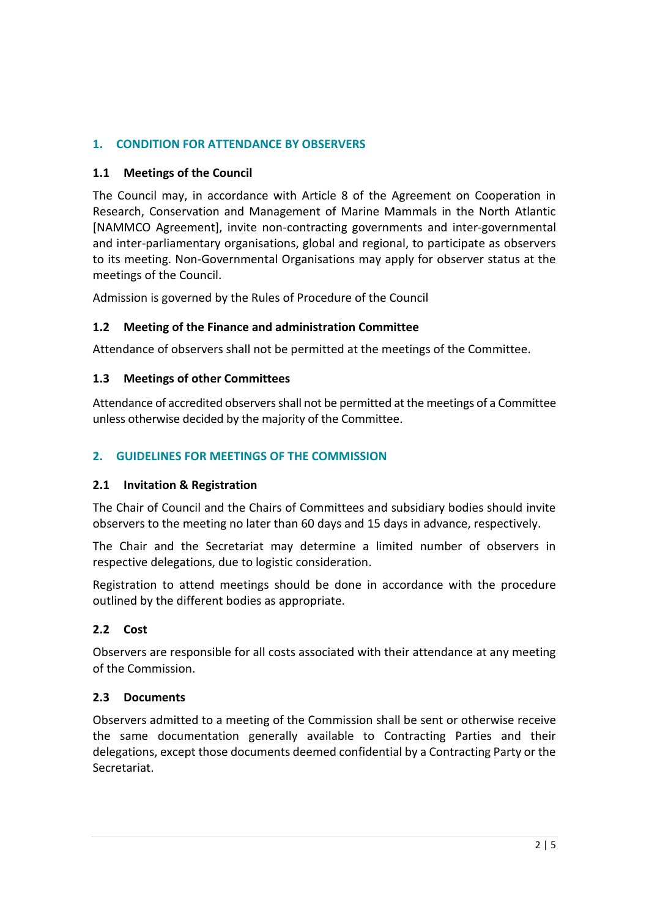## 1. CONDITION FOR ATTENDANCE BY OBSERVERS

### 1.1 Meetings of the Council

The Council may, in accordance with Article 8 of the Agreement on Cooperation in Research, Conservation and Management of Marine Mammals in the North Atlantic [NAMMCO Agreement], invite non-contracting governments and inter-governmental and inter-parliamentary organisations, global and regional, to participate as observers to its meeting. Non-Governmental Organisations may apply for observer status at the meetings of the Council.

Admission is governed by the Rules of Procedure of the Council

### 1.2 Meeting of the Finance and administration Committee

Attendance of observers shall not be permitted at the meetings of the Committee.

### 1.3 Meetings of other Committees

Attendance of accredited observers shall not be permitted at the meetings of a Committee unless otherwise decided by the majority of the Committee.

## 2. GUIDELINES FOR MEETINGS OF THE COMMISSION

### 2.1 Invitation & Registration

The Chair of Council and the Chairs of Committees and subsidiary bodies should invite observers to the meeting no later than 60 days and 15 days in advance, respectively.

The Chair and the Secretariat may determine a limited number of observers in respective delegations, due to logistic consideration.

Registration to attend meetings should be done in accordance with the procedure outlined by the different bodies as appropriate.

### 2.2 Cost

Observers are responsible for all costs associated with their attendance at any meeting of the Commission.

### 2.3 Documents

Observers admitted to a meeting of the Commission shall be sent or otherwise receive the same documentation generally available to Contracting Parties and their delegations, except those documents deemed confidential by a Contracting Party or the Secretariat.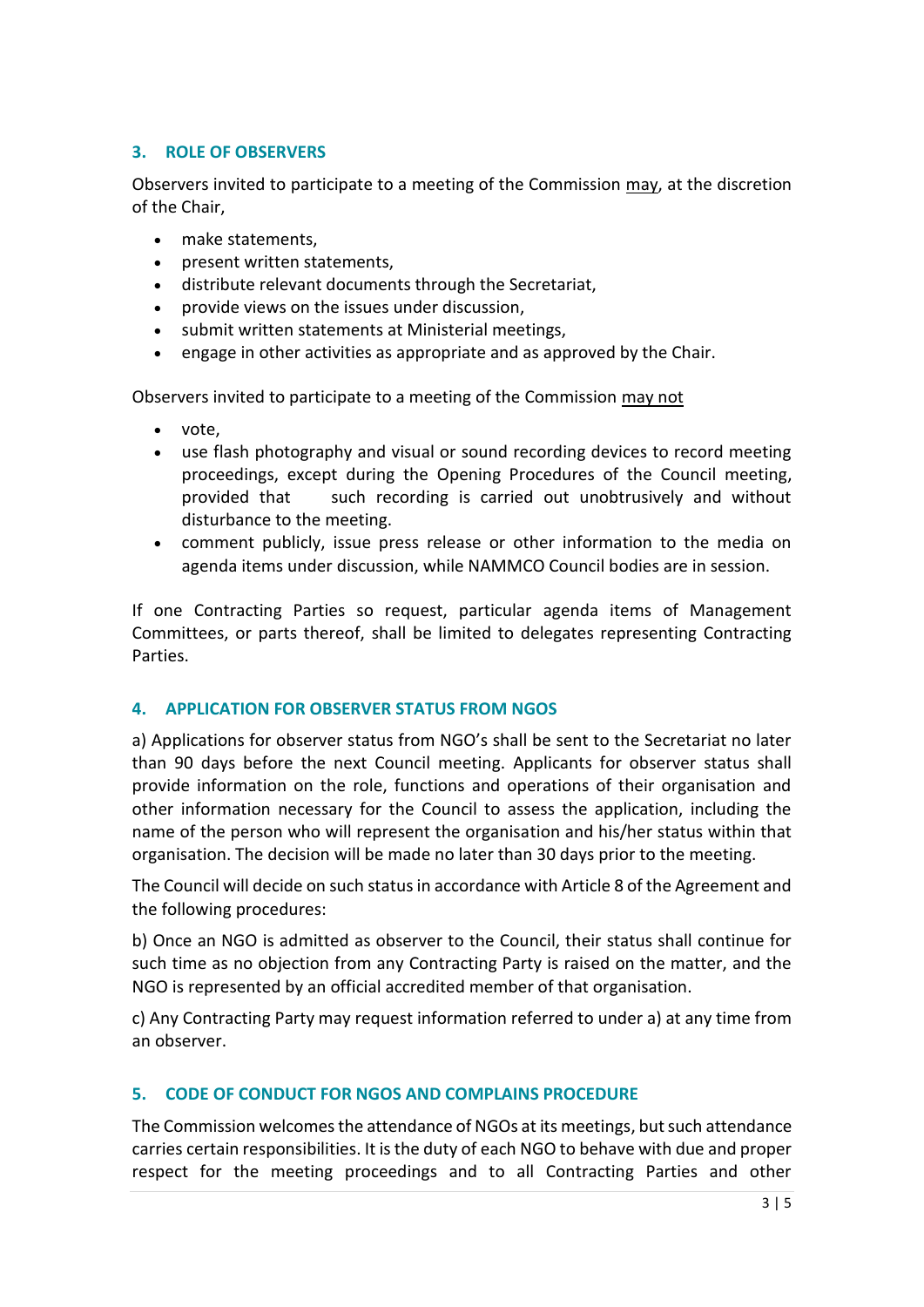## 3. ROLE OF OBSERVERS

Observers invited to participate to a meeting of the Commission may, at the discretion of the Chair,

- make statements,
- present written statements,
- distribute relevant documents through the Secretariat,
- provide views on the issues under discussion,
- submit written statements at Ministerial meetings,
- engage in other activities as appropriate and as approved by the Chair.

Observers invited to participate to a meeting of the Commission may not

- vote,
- use flash photography and visual or sound recording devices to record meeting proceedings, except during the Opening Procedures of the Council meeting, provided that such recording is carried out unobtrusively and without disturbance to the meeting.
- comment publicly, issue press release or other information to the media on agenda items under discussion, while NAMMCO Council bodies are in session.

If one Contracting Parties so request, particular agenda items of Management Committees, or parts thereof, shall be limited to delegates representing Contracting Parties.

## 4. APPLICATION FOR OBSERVER STATUS FROM NGOS

a) Applications for observer status from NGO's shall be sent to the Secretariat no later than 90 days before the next Council meeting. Applicants for observer status shall provide information on the role, functions and operations of their organisation and other information necessary for the Council to assess the application, including the name of the person who will represent the organisation and his/her status within that organisation. The decision will be made no later than 30 days prior to the meeting.

The Council will decide on such status in accordance with Article 8 of the Agreement and the following procedures:

b) Once an NGO is admitted as observer to the Council, their status shall continue for such time as no objection from any Contracting Party is raised on the matter, and the NGO is represented by an official accredited member of that organisation.

c) Any Contracting Party may request information referred to under a) at any time from an observer.

## 5. CODE OF CONDUCT FOR NGOS AND COMPLAINS PROCEDURE

The Commission welcomes the attendance of NGOs at its meetings, but such attendance carries certain responsibilities. It is the duty of each NGO to behave with due and proper respect for the meeting proceedings and to all Contracting Parties and other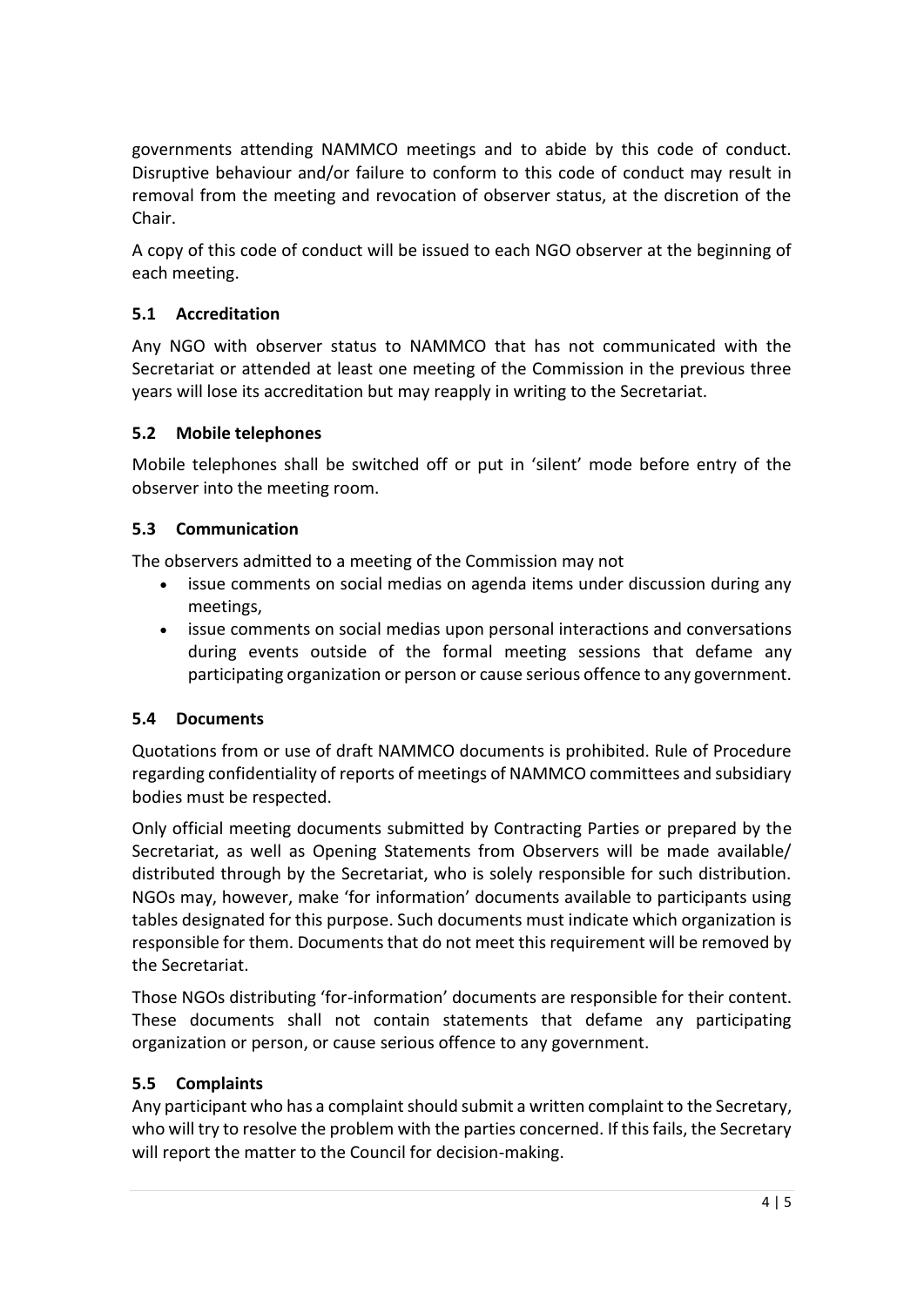governments attending NAMMCO meetings and to abide by this code of conduct. Disruptive behaviour and/or failure to conform to this code of conduct may result in removal from the meeting and revocation of observer status, at the discretion of the Chair.

A copy of this code of conduct will be issued to each NGO observer at the beginning of each meeting.

### 5.1 Accreditation

Any NGO with observer status to NAMMCO that has not communicated with the Secretariat or attended at least one meeting of the Commission in the previous three years will lose its accreditation but may reapply in writing to the Secretariat.

### 5.2 Mobile telephones

Mobile telephones shall be switched off or put in 'silent' mode before entry of the observer into the meeting room.

### 5.3 Communication

The observers admitted to a meeting of the Commission may not

- issue comments on social medias on agenda items under discussion during any meetings,
- issue comments on social medias upon personal interactions and conversations during events outside of the formal meeting sessions that defame any participating organization or person or cause serious offence to any government.

### 5.4 Documents

Quotations from or use of draft NAMMCO documents is prohibited. Rule of Procedure regarding confidentiality of reports of meetings of NAMMCO committees and subsidiary bodies must be respected.

Only official meeting documents submitted by Contracting Parties or prepared by the Secretariat, as well as Opening Statements from Observers will be made available/ distributed through by the Secretariat, who is solely responsible for such distribution. NGOs may, however, make 'for information' documents available to participants using tables designated for this purpose. Such documents must indicate which organization is responsible for them. Documents that do not meet this requirement will be removed by the Secretariat.

Those NGOs distributing 'for-information' documents are responsible for their content. These documents shall not contain statements that defame any participating organization or person, or cause serious offence to any government.

### 5.5 Complaints

Any participant who has a complaint should submit a written complaint to the Secretary, who will try to resolve the problem with the parties concerned. If this fails, the Secretary will report the matter to the Council for decision-making.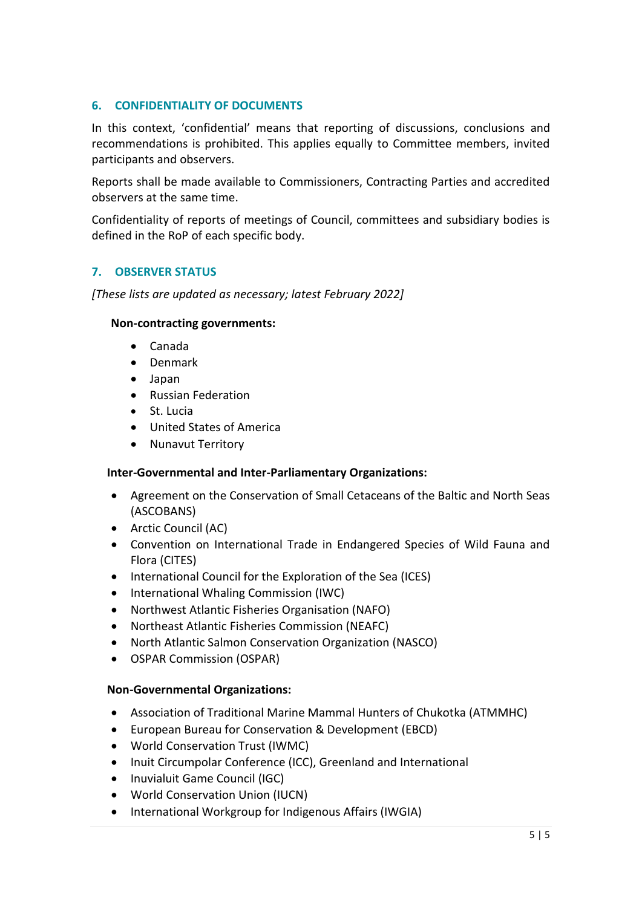## 6. CONFIDENTIALITY OF DOCUMENTS

In this context, 'confidential' means that reporting of discussions, conclusions and recommendations is prohibited. This applies equally to Committee members, invited participants and observers.

Reports shall be made available to Commissioners, Contracting Parties and accredited observers at the same time.

Confidentiality of reports of meetings of Council, committees and subsidiary bodies is defined in the RoP of each specific body.

## 7. OBSERVER STATUS

*[These lists are updated as necessary; latest February 2022]*

**Non-contracting governments:**

- Canada
- Denmark
- Japan
- Russian Federation
- St. Lucia
- United States of America
- Nunavut Territory

**Inter-Governmental and Inter-Parliamentary Organizations:**

- Agreement on the Conservation of Small Cetaceans of the Baltic and North Seas (ASCOBANS)
- Arctic Council (AC)
- Convention on International Trade in Endangered Species of Wild Fauna and Flora (CITES)
- International Council for the Exploration of the Sea (ICES)
- International Whaling Commission (IWC)
- Northwest Atlantic Fisheries Organisation (NAFO)
- Northeast Atlantic Fisheries Commission (NEAFC)
- North Atlantic Salmon Conservation Organization (NASCO)
- OSPAR Commission (OSPAR)

**Non-Governmental Organizations:**

- Association of Traditional Marine Mammal Hunters of Chukotka (ATMMHC)
- European Bureau for Conservation & Development (EBCD)
- World Conservation Trust (IWMC)
- Inuit Circumpolar Conference (ICC), Greenland and International
- Inuvialuit Game Council (IGC)
- World Conservation Union (IUCN)
- International Workgroup for Indigenous Affairs (IWGIA)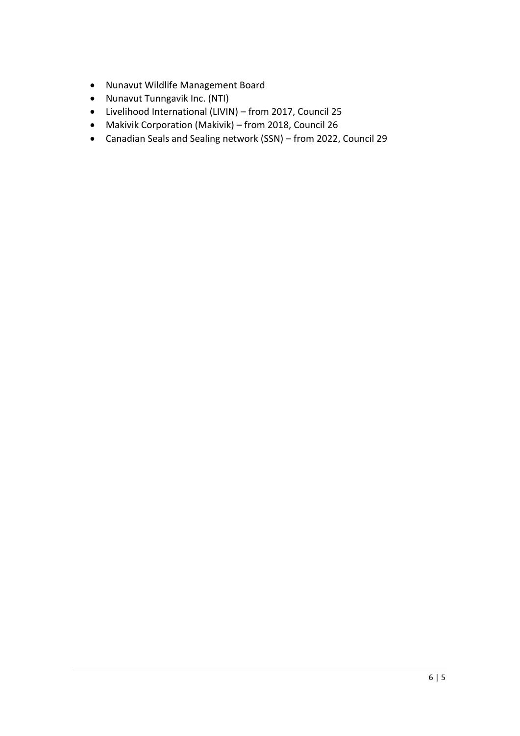- Nunavut Wildlife Management Board
- Nunavut Tunngavik Inc. (NTI)
- Livelihood International (LIVIN) – from 2017, Council 25
- Makivik Corporation (Makivik) – from 2018, Council 26
- Canadian Seals and Sealing network (SSN) – from 2022, Council 29